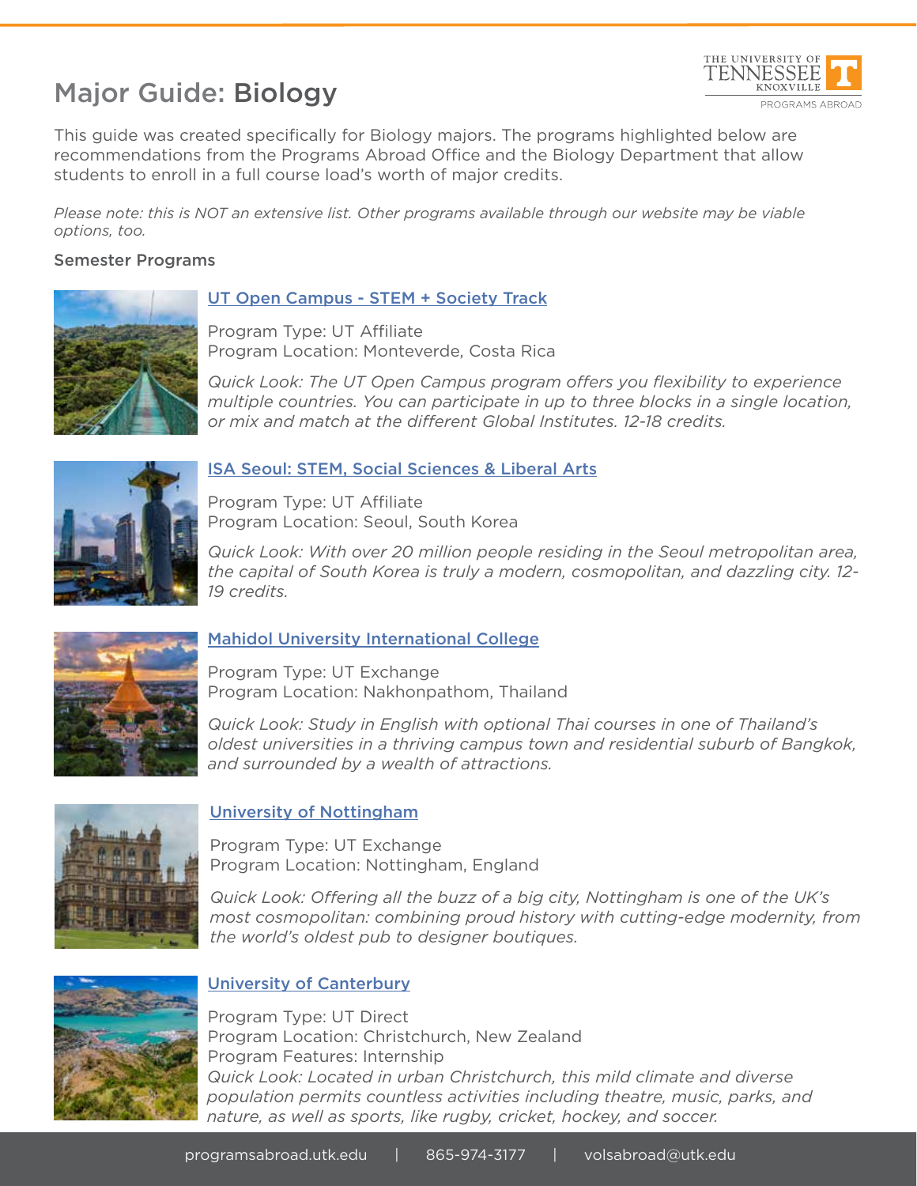# Major Guide: Biology

This guide was created specifically for Biology majors. The programs highlighted below are recommendations from the Programs Abroad Office and the Biology Department that allow students to enroll in a full course load's worth of major credits.

*Please note: this is NOT an extensive list. Other programs available through our website may be viable options, too.*

## Semester Programs

### UT Open Campus - STEM + Society Track

Program Type: UT Affiliate
Program Location: Monteverde, Costa Rica

*Quick Look: The UT Open Campus program offers you flexibility to experience multiple countries. You can participate in up to three blocks in a single location, or mix and match at the different Global Institutes. 12-18 credits.*

### ISA Seoul: STEM, Social Sciences & Liberal Arts

Program Type: UT Affiliate
Program Location: Seoul, South Korea

*Quick Look: With over 20 million people residing in the Seoul metropolitan area, the capital of South Korea is truly a modern, cosmopolitan, and dazzling city. 12-19 credits.*

### Mahidol University International College

Program Type: UT Exchange
Program Location: Nakhonpathom, Thailand

*Quick Look: Study in English with optional Thai courses in one of Thailand's oldest universities in a thriving campus town and residential suburb of Bangkok, and surrounded by a wealth of attractions.*

### University of Nottingham

Program Type: UT Exchange
Program Location: Nottingham, England

*Quick Look: Offering all the buzz of a big city, Nottingham is one of the UK's most cosmopolitan: combining proud history with cutting-edge modernity, from the world's oldest pub to designer boutiques.*

### University of Canterbury

Program Type: UT Direct
Program Location: Christchurch, New Zealand
Program Features: Internship

*Quick Look: Located in urban Christchurch, this mild climate and diverse population permits countless activities including theatre, music, parks, and nature, as well as sports, like rugby, cricket, hockey, and soccer.*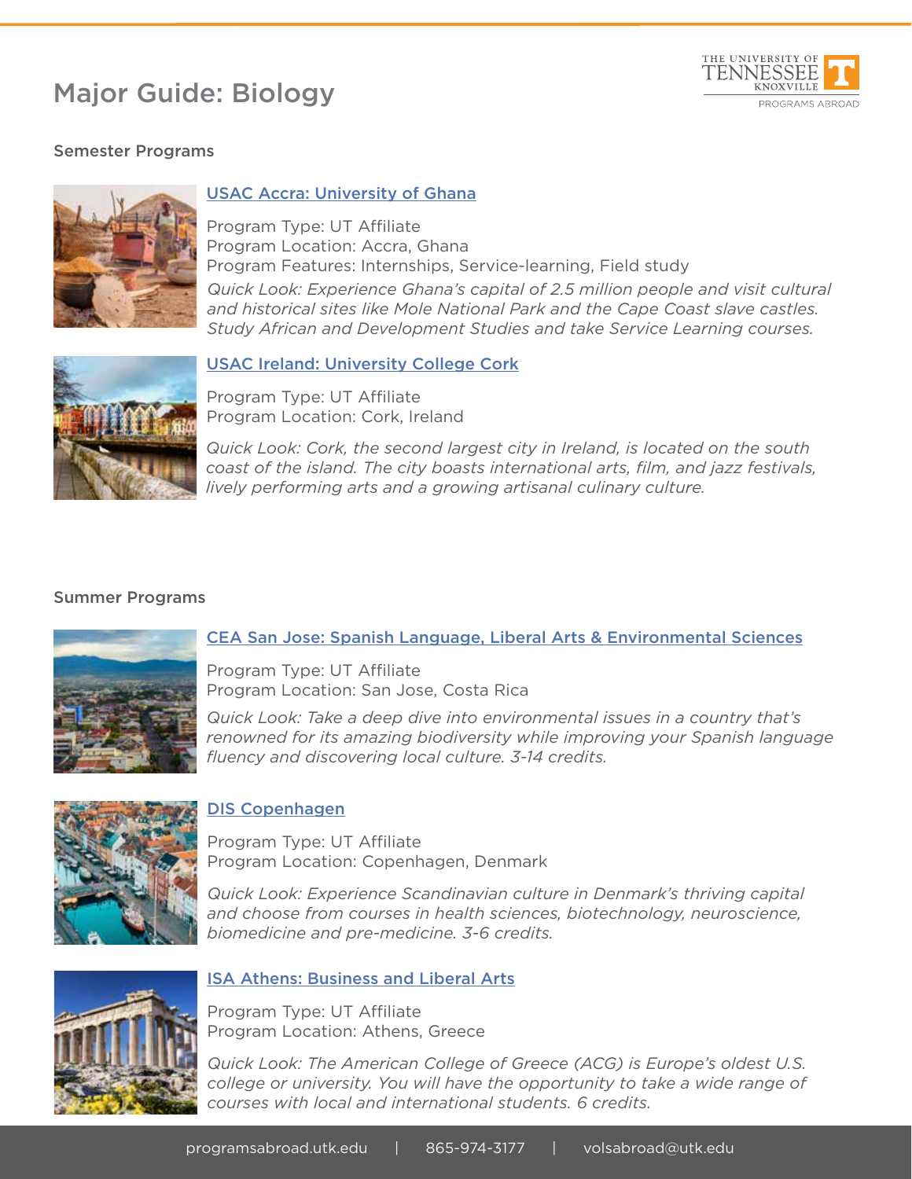# Major Guide: Biology

## Semester Programs

### USAC Accra: University of Ghana

Program Type: UT Affiliate
Program Location: Accra, Ghana
Program Features: Internships, Service-learning, Field study

*Quick Look: Experience Ghana's capital of 2.5 million people and visit cultural and historical sites like Mole National Park and the Cape Coast slave castles. Study African and Development Studies and take Service Learning courses.*

### USAC Ireland: University College Cork

Program Type: UT Affiliate
Program Location: Cork, Ireland

*Quick Look: Cork, the second largest city in Ireland, is located on the south coast of the island. The city boasts international arts, film, and jazz festivals, lively performing arts and a growing artisanal culinary culture.*

## Summer Programs

### CEA San Jose: Spanish Language, Liberal Arts & Environmental Sciences

Program Type: UT Affiliate
Program Location: San Jose, Costa Rica

*Quick Look: Take a deep dive into environmental issues in a country that's renowned for its amazing biodiversity while improving your Spanish language fluency and discovering local culture. 3-14 credits.*

### DIS Copenhagen

Program Type: UT Affiliate
Program Location: Copenhagen, Denmark

*Quick Look: Experience Scandinavian culture in Denmark's thriving capital and choose from courses in health sciences, biotechnology, neuroscience, biomedicine and pre-medicine. 3-6 credits.*

### ISA Athens: Business and Liberal Arts

Program Type: UT Affiliate
Program Location: Athens, Greece

*Quick Look: The American College of Greece (ACG) is Europe's oldest U.S. college or university. You will have the opportunity to take a wide range of courses with local and international students. 6 credits.*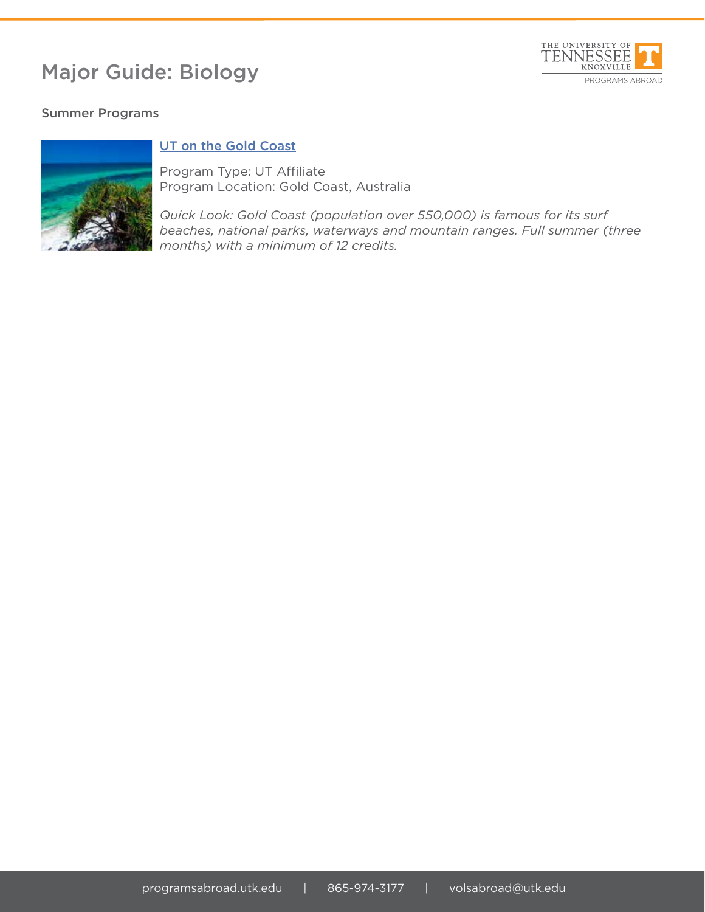# Major Guide: Biology

## Summer Programs

### UT on the Gold Coast

Program Type: UT Affiliate
Program Location: Gold Coast, Australia

*Quick Look: Gold Coast (population over 550,000) is famous for its surf beaches, national parks, waterways and mountain ranges. Full summer (three months) with a minimum of 12 credits.*